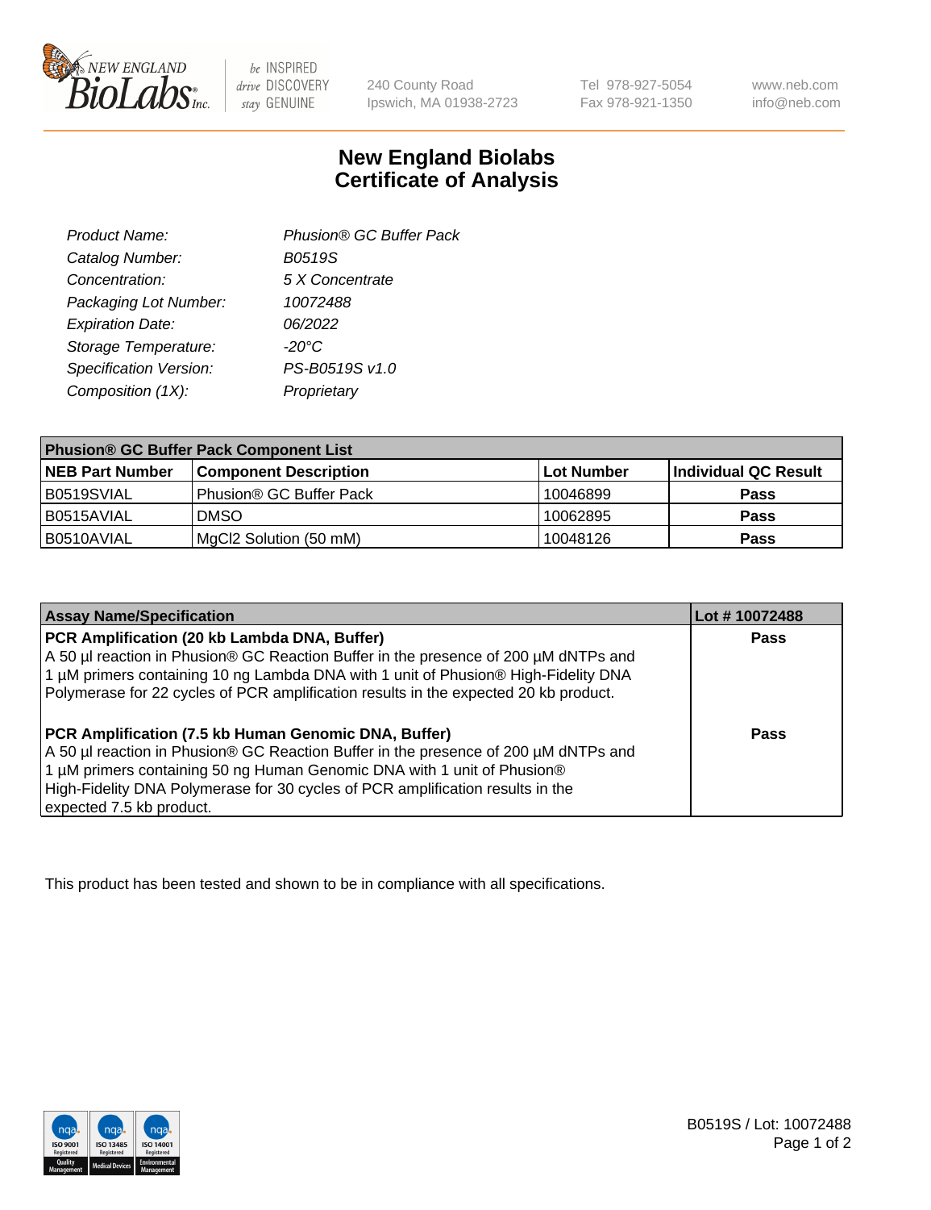# New England Biolabs Certificate of Analysis

| | |
|---|---|
| Product Name: | Phusion® GC Buffer Pack |
| Catalog Number: | B0519S |
| Concentration: | 5 X Concentrate |
| Packaging Lot Number: | 10072488 |
| Expiration Date: | 06/2022 |
| Storage Temperature: | -20°C |
| Specification Version: | PS-B0519S v1.0 |
| Composition (1X): | Proprietary |

| Phusion® GC Buffer Pack Component List | | | |
|---|---|---|---|
| **NEB Part Number** | **Component Description** | **Lot Number** | **Individual QC Result** |
| B0519SVIAL | Phusion® GC Buffer Pack | 10046899 | **Pass** |
| B0515AVIAL | DMSO | 10062895 | **Pass** |
| B0510AVIAL | MgCl2 Solution (50 mM) | 10048126 | **Pass** |

| Assay Name/Specification | Lot # 10072488 |
|---|---|
| **PCR Amplification (20 kb Lambda DNA, Buffer)** A 50 µl reaction in Phusion® GC Reaction Buffer in the presence of 200 µM dNTPs and 1 µM primers containing 10 ng Lambda DNA with 1 unit of Phusion® High-Fidelity DNA Polymerase for 22 cycles of PCR amplification results in the expected 20 kb product. | **Pass** |
| **PCR Amplification (7.5 kb Human Genomic DNA, Buffer)** A 50 µl reaction in Phusion® GC Reaction Buffer in the presence of 200 µM dNTPs and 1 µM primers containing 50 ng Human Genomic DNA with 1 unit of Phusion® High-Fidelity DNA Polymerase for 30 cycles of PCR amplification results in the expected 7.5 kb product. | **Pass** |

This product has been tested and shown to be in compliance with all specifications.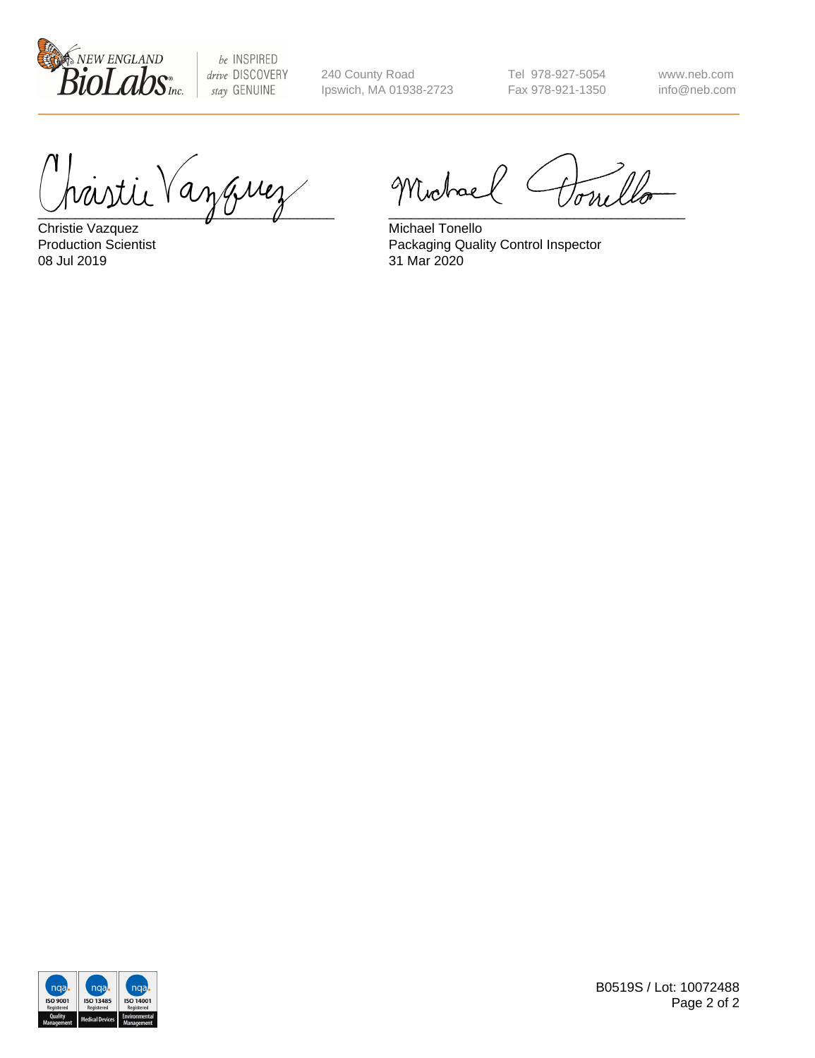240 County Road
Ipswich, MA 01938-2723

Tel 978-927-5054
Fax 978-921-1350

www.neb.com
info@neb.com

Christie Vazquez
Production Scientist
08 Jul 2019

Michael Tonello
Packaging Quality Control Inspector
31 Mar 2020

B0519S / Lot: 10072488